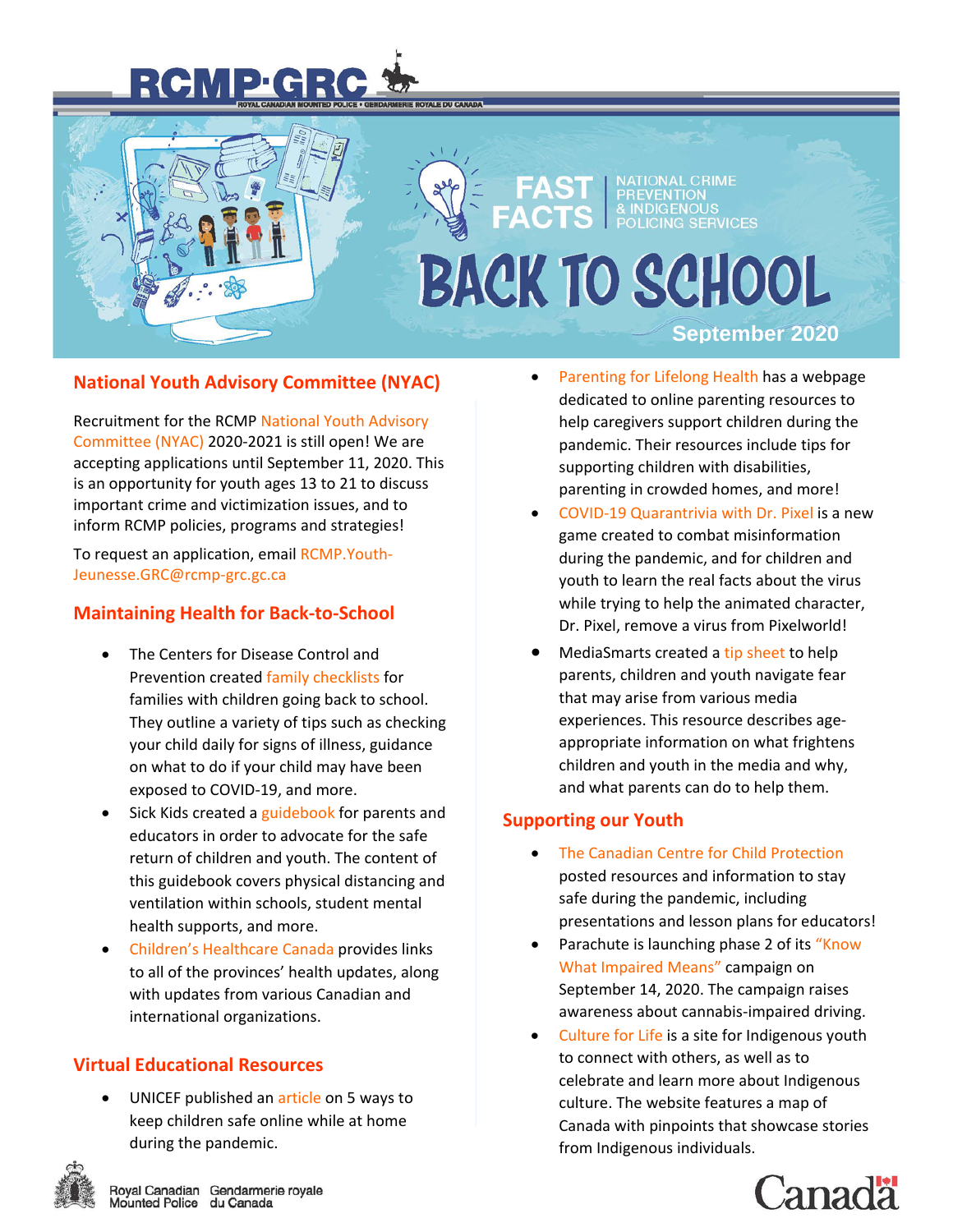# BACK TO SCHOOL

FAST FACTS | NATIONAL CRIME PREVENTION & INDIGENOUS POLICING SERVICES

September 2020

## National Youth Advisory Committee (NYAC)

Recruitment for the RCMP National Youth Advisory Committee (NYAC) 2020-2021 is still open! We are accepting applications until September 11, 2020. This is an opportunity for youth ages 13 to 21 to discuss important crime and victimization issues, and to inform RCMP policies, programs and strategies!

To request an application, email RCMP.Youth-Jeunesse.GRC@rcmp-grc.gc.ca

## Maintaining Health for Back-to-School

- The Centers for Disease Control and Prevention created family checklists for families with children going back to school. They outline a variety of tips such as checking your child daily for signs of illness, guidance on what to do if your child may have been exposed to COVID-19, and more.
- Sick Kids created a guidebook for parents and educators in order to advocate for the safe return of children and youth. The content of this guidebook covers physical distancing and ventilation within schools, student mental health supports, and more.
- Children's Healthcare Canada provides links to all of the provinces' health updates, along with updates from various Canadian and international organizations.

## Virtual Educational Resources

- UNICEF published an article on 5 ways to keep children safe online while at home during the pandemic.
- Parenting for Lifelong Health has a webpage dedicated to online parenting resources to help caregivers support children during the pandemic. Their resources include tips for supporting children with disabilities, parenting in crowded homes, and more!
- COVID-19 Quarantrivia with Dr. Pixel is a new game created to combat misinformation during the pandemic, and for children and youth to learn the real facts about the virus while trying to help the animated character, Dr. Pixel, remove a virus from Pixelworld!
- MediaSmarts created a tip sheet to help parents, children and youth navigate fear that may arise from various media experiences. This resource describes age-appropriate information on what frightens children and youth in the media and why, and what parents can do to help them.

## Supporting our Youth

- The Canadian Centre for Child Protection posted resources and information to stay safe during the pandemic, including presentations and lesson plans for educators!
- Parachute is launching phase 2 of its "Know What Impaired Means" campaign on September 14, 2020. The campaign raises awareness about cannabis-impaired driving.
- Culture for Life is a site for Indigenous youth to connect with others, as well as to celebrate and learn more about Indigenous culture. The website features a map of Canada with pinpoints that showcase stories from Indigenous individuals.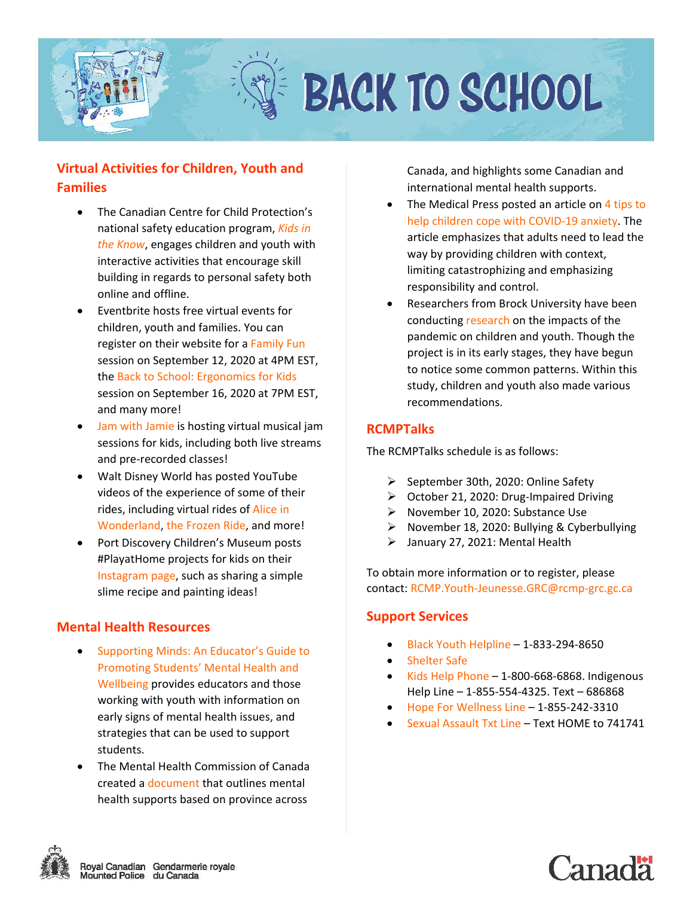# BACK TO SCHOOL

## Virtual Activities for Children, Youth and Families

- The Canadian Centre for Child Protection's national safety education program, *Kids in the Know*, engages children and youth with interactive activities that encourage skill building in regards to personal safety both online and offline.
- Eventbrite hosts free virtual events for children, youth and families. You can register on their website for a Family Fun session on September 12, 2020 at 4PM EST, the Back to School: Ergonomics for Kids session on September 16, 2020 at 7PM EST, and many more!
- Jam with Jamie is hosting virtual musical jam sessions for kids, including both live streams and pre-recorded classes!
- Walt Disney World has posted YouTube videos of the experience of some of their rides, including virtual rides of Alice in Wonderland, the Frozen Ride, and more!
- Port Discovery Children's Museum posts #PlayatHome projects for kids on their Instagram page, such as sharing a simple slime recipe and painting ideas!

## Mental Health Resources

- Supporting Minds: An Educator's Guide to Promoting Students' Mental Health and Wellbeing provides educators and those working with youth with information on early signs of mental health issues, and strategies that can be used to support students.
- The Mental Health Commission of Canada created a document that outlines mental health supports based on province across Canada, and highlights some Canadian and international mental health supports.
- The Medical Press posted an article on 4 tips to help children cope with COVID-19 anxiety. The article emphasizes that adults need to lead the way by providing children with context, limiting catastrophizing and emphasizing responsibility and control.
- Researchers from Brock University have been conducting research on the impacts of the pandemic on children and youth. Though the project is in its early stages, they have begun to notice some common patterns. Within this study, children and youth also made various recommendations.

## RCMPTalks

The RCMPTalks schedule is as follows:

- September 30th, 2020: Online Safety
- October 21, 2020: Drug-Impaired Driving
- November 10, 2020: Substance Use
- November 18, 2020: Bullying & Cyberbullying
- January 27, 2021: Mental Health

To obtain more information or to register, please contact: RCMP.Youth-Jeunesse.GRC@rcmp-grc.gc.ca

## Support Services

- Black Youth Helpline – 1-833-294-8650
- Shelter Safe
- Kids Help Phone – 1-800-668-6868. Indigenous Help Line – 1-855-554-4325. Text – 686868
- Hope For Wellness Line – 1-855-242-3310
- Sexual Assault Txt Line – Text HOME to 741741

Royal Canadian Mounted Police Gendarmerie royale du Canada

Canada